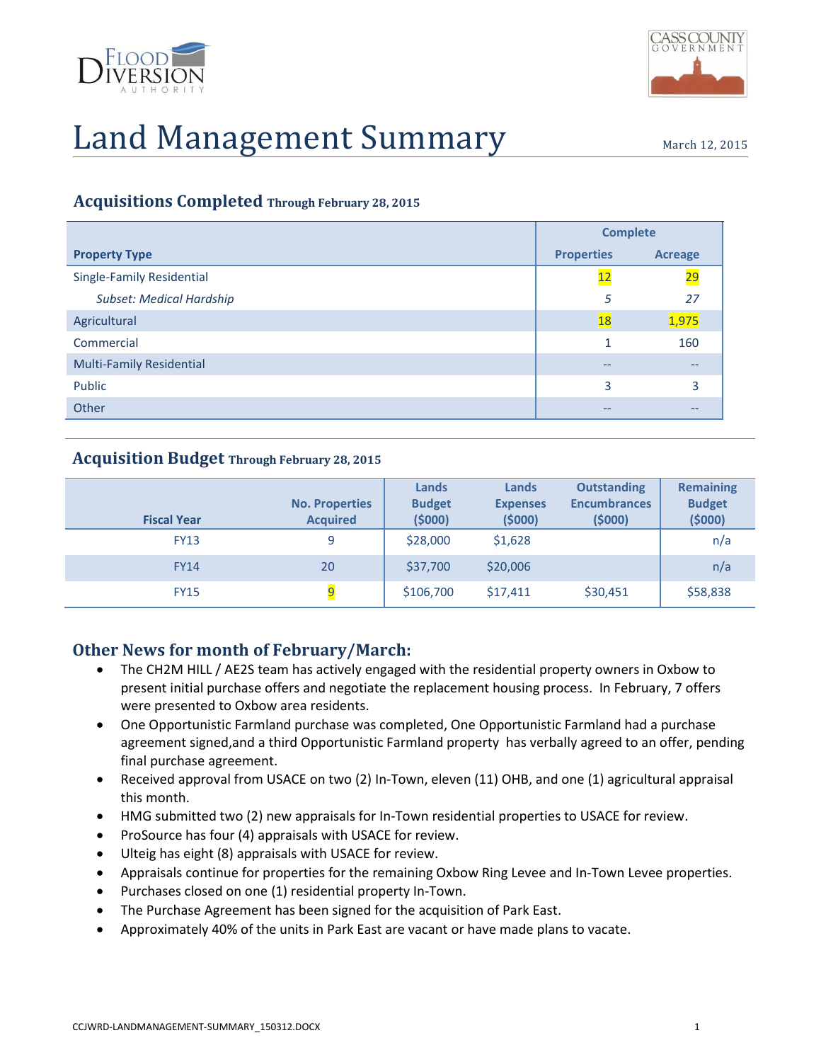# Land Management Summary

March 12, 2015

## Acquisitions Completed Through February 28, 2015

| Property Type | Complete | |
|---|---|---|
| | Properties | Acreage |
| Single-Family Residential | 12 | 29 |
| *Subset: Medical Hardship* | *5* | *27* |
| Agricultural | 18 | 1,975 |
| Commercial | 1 | 160 |
| Multi-Family Residential | -- | -- |
| Public | 3 | 3 |
| Other | -- | -- |

## Acquisition Budget Through February 28, 2015

| Fiscal Year | No. Properties Acquired | Lands Budget ($000) | Lands Expenses ($000) | Outstanding Encumbrances ($000) | Remaining Budget ($000) |
|---|---|---|---|---|---|
| FY13 | 9 | $28,000 | $1,628 | | n/a |
| FY14 | 20 | $37,700 | $20,006 | | n/a |
| FY15 | 9 | $106,700 | $17,411 | $30,451 | $58,838 |

## Other News for month of February/March:

- The CH2M HILL / AE2S team has actively engaged with the residential property owners in Oxbow to present initial purchase offers and negotiate the replacement housing process. In February, 7 offers were presented to Oxbow area residents.
- One Opportunistic Farmland purchase was completed, One Opportunistic Farmland had a purchase agreement signed,and a third Opportunistic Farmland property has verbally agreed to an offer, pending final purchase agreement.
- Received approval from USACE on two (2) In-Town, eleven (11) OHB, and one (1) agricultural appraisal this month.
- HMG submitted two (2) new appraisals for In-Town residential properties to USACE for review.
- ProSource has four (4) appraisals with USACE for review.
- Ulteig has eight (8) appraisals with USACE for review.
- Appraisals continue for properties for the remaining Oxbow Ring Levee and In-Town Levee properties.
- Purchases closed on one (1) residential property In-Town.
- The Purchase Agreement has been signed for the acquisition of Park East.
- Approximately 40% of the units in Park East are vacant or have made plans to vacate.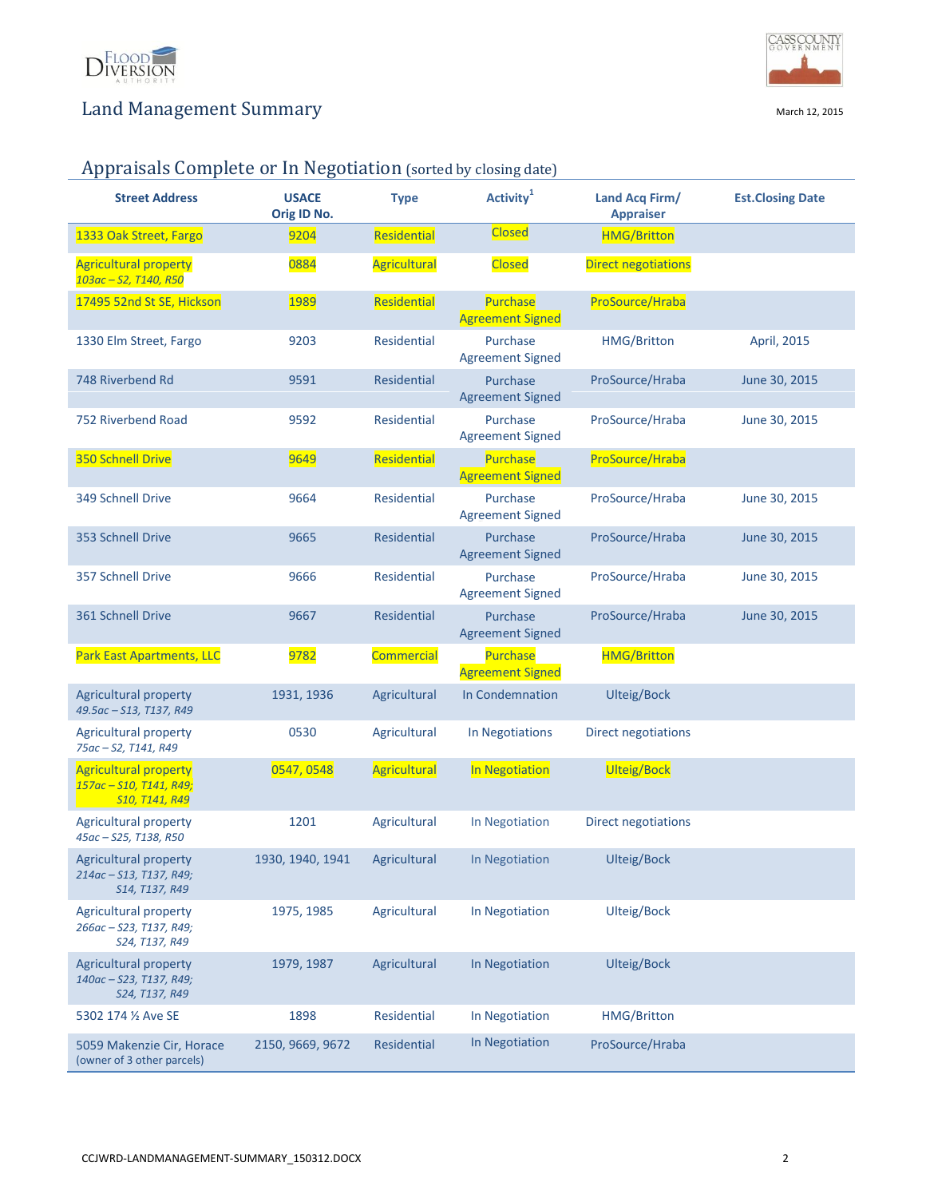Land Management Summary

March 12, 2015

## Appraisals Complete or In Negotiation (sorted by closing date)

| Street Address | USACE Orig ID No. | Type | Activity[1] | Land Acq Firm/ Appraiser | Est.Closing Date |
|---|---|---|---|---|---|
| 1333 Oak Street, Fargo | 9204 | Residential | Closed | HMG/Britton | |
| Agricultural property *103ac – S2, T140, R50* | 0884 | Agricultural | Closed | Direct negotiations | |
| 17495 52nd St SE, Hickson | 1989 | Residential | Purchase Agreement Signed | ProSource/Hraba | |
| 1330 Elm Street, Fargo | 9203 | Residential | Purchase Agreement Signed | HMG/Britton | April, 2015 |
| 748 Riverbend Rd | 9591 | Residential | Purchase Agreement Signed | ProSource/Hraba | June 30, 2015 |
| 752 Riverbend Road | 9592 | Residential | Purchase Agreement Signed | ProSource/Hraba | June 30, 2015 |
| 350 Schnell Drive | 9649 | Residential | Purchase Agreement Signed | ProSource/Hraba | |
| 349 Schnell Drive | 9664 | Residential | Purchase Agreement Signed | ProSource/Hraba | June 30, 2015 |
| 353 Schnell Drive | 9665 | Residential | Purchase Agreement Signed | ProSource/Hraba | June 30, 2015 |
| 357 Schnell Drive | 9666 | Residential | Purchase Agreement Signed | ProSource/Hraba | June 30, 2015 |
| 361 Schnell Drive | 9667 | Residential | Purchase Agreement Signed | ProSource/Hraba | June 30, 2015 |
| Park East Apartments, LLC | 9782 | Commercial | Purchase Agreement Signed | HMG/Britton | |
| Agricultural property *49.5ac – S13, T137, R49* | 1931, 1936 | Agricultural | In Condemnation | Ulteig/Bock | |
| Agricultural property *75ac – S2, T141, R49* | 0530 | Agricultural | In Negotiations | Direct negotiations | |
| Agricultural property *157ac – S10, T141, R49; S10, T141, R49* | 0547, 0548 | Agricultural | In Negotiation | Ulteig/Bock | |
| Agricultural property *45ac – S25, T138, R50* | 1201 | Agricultural | In Negotiation | Direct negotiations | |
| Agricultural property *214ac – S13, T137, R49; S14, T137, R49* | 1930, 1940, 1941 | Agricultural | In Negotiation | Ulteig/Bock | |
| Agricultural property *266ac – S23, T137, R49; S24, T137, R49* | 1975, 1985 | Agricultural | In Negotiation | Ulteig/Bock | |
| Agricultural property *140ac – S23, T137, R49; S24, T137, R49* | 1979, 1987 | Agricultural | In Negotiation | Ulteig/Bock | |
| 5302 174 ½ Ave SE | 1898 | Residential | In Negotiation | HMG/Britton | |
| 5059 Makenzie Cir, Horace (owner of 3 other parcels) | 2150, 9669, 9672 | Residential | In Negotiation | ProSource/Hraba | |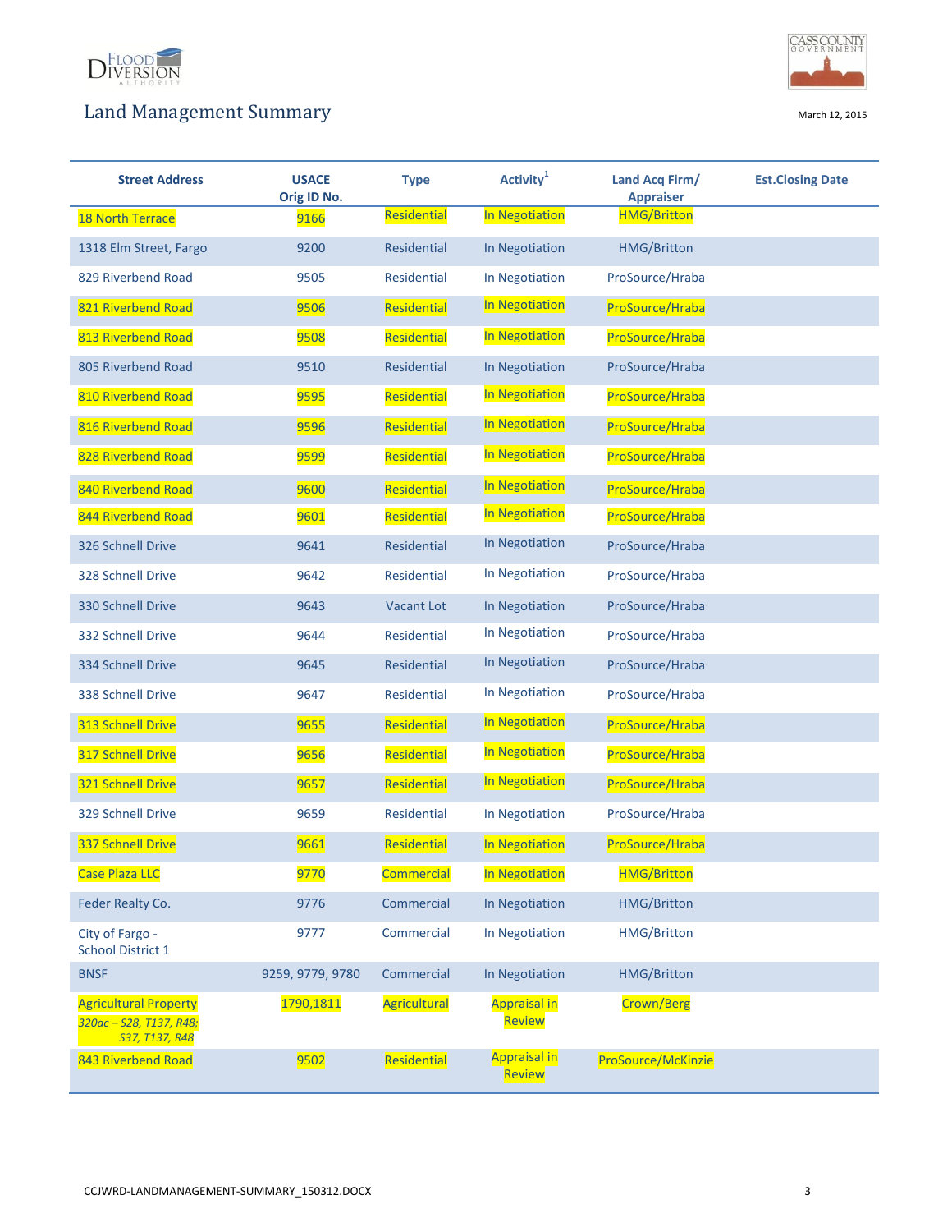# Land Management Summary

March 12, 2015

| Street Address | USACE Orig ID No. | Type | Activity[1] | Land Acq Firm/ Appraiser | Est.Closing Date |
|---|---|---|---|---|---|
| 18 North Terrace | 9166 | Residential | In Negotiation | HMG/Britton | |
| 1318 Elm Street, Fargo | 9200 | Residential | In Negotiation | HMG/Britton | |
| 829 Riverbend Road | 9505 | Residential | In Negotiation | ProSource/Hraba | |
| 821 Riverbend Road | 9506 | Residential | In Negotiation | ProSource/Hraba | |
| 813 Riverbend Road | 9508 | Residential | In Negotiation | ProSource/Hraba | |
| 805 Riverbend Road | 9510 | Residential | In Negotiation | ProSource/Hraba | |
| 810 Riverbend Road | 9595 | Residential | In Negotiation | ProSource/Hraba | |
| 816 Riverbend Road | 9596 | Residential | In Negotiation | ProSource/Hraba | |
| 828 Riverbend Road | 9599 | Residential | In Negotiation | ProSource/Hraba | |
| 840 Riverbend Road | 9600 | Residential | In Negotiation | ProSource/Hraba | |
| 844 Riverbend Road | 9601 | Residential | In Negotiation | ProSource/Hraba | |
| 326 Schnell Drive | 9641 | Residential | In Negotiation | ProSource/Hraba | |
| 328 Schnell Drive | 9642 | Residential | In Negotiation | ProSource/Hraba | |
| 330 Schnell Drive | 9643 | Vacant Lot | In Negotiation | ProSource/Hraba | |
| 332 Schnell Drive | 9644 | Residential | In Negotiation | ProSource/Hraba | |
| 334 Schnell Drive | 9645 | Residential | In Negotiation | ProSource/Hraba | |
| 338 Schnell Drive | 9647 | Residential | In Negotiation | ProSource/Hraba | |
| 313 Schnell Drive | 9655 | Residential | In Negotiation | ProSource/Hraba | |
| 317 Schnell Drive | 9656 | Residential | In Negotiation | ProSource/Hraba | |
| 321 Schnell Drive | 9657 | Residential | In Negotiation | ProSource/Hraba | |
| 329 Schnell Drive | 9659 | Residential | In Negotiation | ProSource/Hraba | |
| 337 Schnell Drive | 9661 | Residential | In Negotiation | ProSource/Hraba | |
| Case Plaza LLC | 9770 | Commercial | In Negotiation | HMG/Britton | |
| Feder Realty Co. | 9776 | Commercial | In Negotiation | HMG/Britton | |
| City of Fargo - School District 1 | 9777 | Commercial | In Negotiation | HMG/Britton | |
| BNSF | 9259, 9779, 9780 | Commercial | In Negotiation | HMG/Britton | |
| Agricultural Property *320ac – S28, T137, R48; S37, T137, R48* | 1790,1811 | Agricultural | Appraisal in Review | Crown/Berg | |
| 843 Riverbend Road | 9502 | Residential | Appraisal in Review | ProSource/McKinzie | |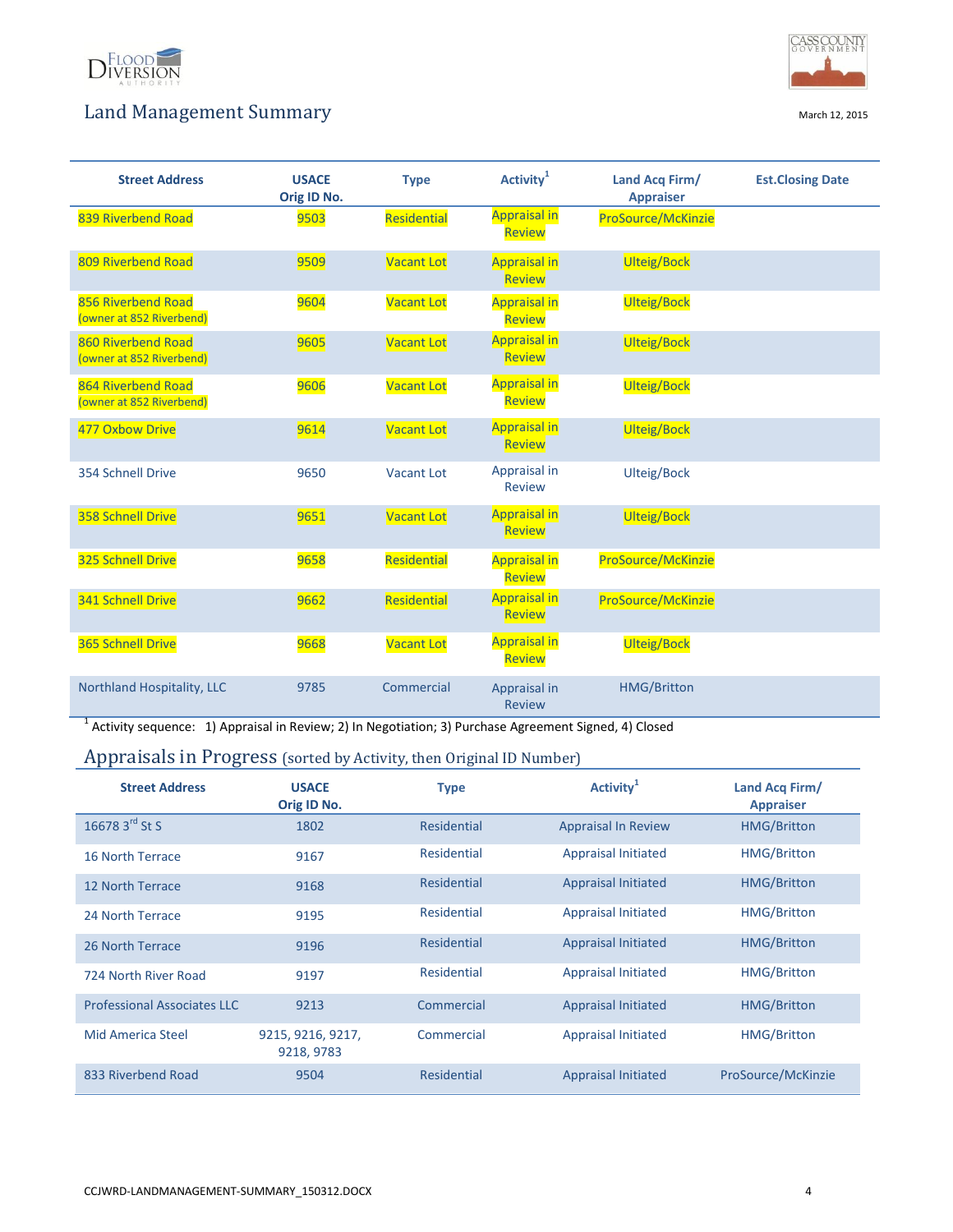## Land Management Summary

March 12, 2015

| Street Address | USACE Orig ID No. | Type | Activity[1] | Land Acq Firm/ Appraiser | Est.Closing Date |
|---|---|---|---|---|---|
| 839 Riverbend Road | 9503 | Residential | Appraisal in Review | ProSource/McKinzie | |
| 809 Riverbend Road | 9509 | Vacant Lot | Appraisal in Review | Ulteig/Bock | |
| 856 Riverbend Road (owner at 852 Riverbend) | 9604 | Vacant Lot | Appraisal in Review | Ulteig/Bock | |
| 860 Riverbend Road (owner at 852 Riverbend) | 9605 | Vacant Lot | Appraisal in Review | Ulteig/Bock | |
| 864 Riverbend Road (owner at 852 Riverbend) | 9606 | Vacant Lot | Appraisal in Review | Ulteig/Bock | |
| 477 Oxbow Drive | 9614 | Vacant Lot | Appraisal in Review | Ulteig/Bock | |
| 354 Schnell Drive | 9650 | Vacant Lot | Appraisal in Review | Ulteig/Bock | |
| 358 Schnell Drive | 9651 | Vacant Lot | Appraisal in Review | Ulteig/Bock | |
| 325 Schnell Drive | 9658 | Residential | Appraisal in Review | ProSource/McKinzie | |
| 341 Schnell Drive | 9662 | Residential | Appraisal in Review | ProSource/McKinzie | |
| 365 Schnell Drive | 9668 | Vacant Lot | Appraisal in Review | Ulteig/Bock | |
| Northland Hospitality, LLC | 9785 | Commercial | Appraisal in Review | HMG/Britton | |

[1] Activity sequence: 1) Appraisal in Review; 2) In Negotiation; 3) Purchase Agreement Signed, 4) Closed

## Appraisals in Progress (sorted by Activity, then Original ID Number)

| Street Address | USACE Orig ID No. | Type | Activity[1] | Land Acq Firm/ Appraiser |
|---|---|---|---|---|
| 16678 3rd St S | 1802 | Residential | Appraisal In Review | HMG/Britton |
| 16 North Terrace | 9167 | Residential | Appraisal Initiated | HMG/Britton |
| 12 North Terrace | 9168 | Residential | Appraisal Initiated | HMG/Britton |
| 24 North Terrace | 9195 | Residential | Appraisal Initiated | HMG/Britton |
| 26 North Terrace | 9196 | Residential | Appraisal Initiated | HMG/Britton |
| 724 North River Road | 9197 | Residential | Appraisal Initiated | HMG/Britton |
| Professional Associates LLC | 9213 | Commercial | Appraisal Initiated | HMG/Britton |
| Mid America Steel | 9215, 9216, 9217, 9218, 9783 | Commercial | Appraisal Initiated | HMG/Britton |
| 833 Riverbend Road | 9504 | Residential | Appraisal Initiated | ProSource/McKinzie |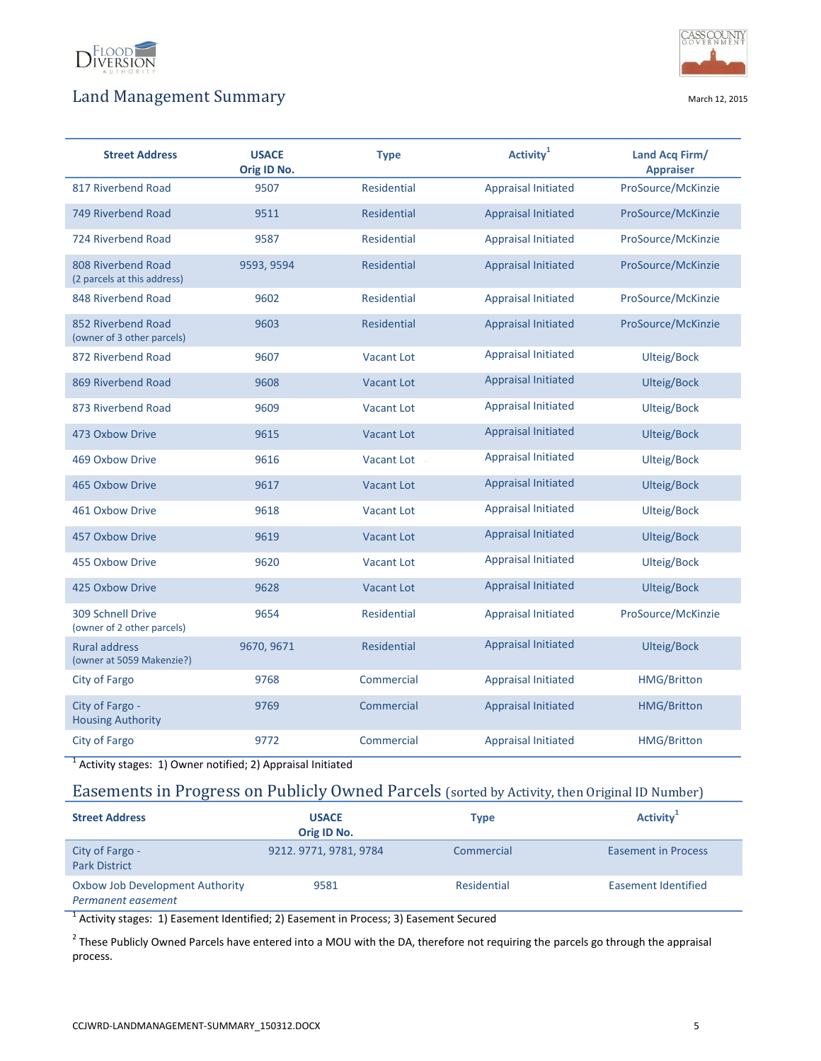# Land Management Summary

March 12, 2015

| Street Address | USACE Orig ID No. | Type | Activity[1] | Land Acq Firm/ Appraiser |
|---|---|---|---|---|
| 817 Riverbend Road | 9507 | Residential | Appraisal Initiated | ProSource/McKinzie |
| 749 Riverbend Road | 9511 | Residential | Appraisal Initiated | ProSource/McKinzie |
| 724 Riverbend Road | 9587 | Residential | Appraisal Initiated | ProSource/McKinzie |
| 808 Riverbend Road (2 parcels at this address) | 9593, 9594 | Residential | Appraisal Initiated | ProSource/McKinzie |
| 848 Riverbend Road | 9602 | Residential | Appraisal Initiated | ProSource/McKinzie |
| 852 Riverbend Road (owner of 3 other parcels) | 9603 | Residential | Appraisal Initiated | ProSource/McKinzie |
| 872 Riverbend Road | 9607 | Vacant Lot | Appraisal Initiated | Ulteig/Bock |
| 869 Riverbend Road | 9608 | Vacant Lot | Appraisal Initiated | Ulteig/Bock |
| 873 Riverbend Road | 9609 | Vacant Lot | Appraisal Initiated | Ulteig/Bock |
| 473 Oxbow Drive | 9615 | Vacant Lot | Appraisal Initiated | Ulteig/Bock |
| 469 Oxbow Drive | 9616 | Vacant Lot | Appraisal Initiated | Ulteig/Bock |
| 465 Oxbow Drive | 9617 | Vacant Lot | Appraisal Initiated | Ulteig/Bock |
| 461 Oxbow Drive | 9618 | Vacant Lot | Appraisal Initiated | Ulteig/Bock |
| 457 Oxbow Drive | 9619 | Vacant Lot | Appraisal Initiated | Ulteig/Bock |
| 455 Oxbow Drive | 9620 | Vacant Lot | Appraisal Initiated | Ulteig/Bock |
| 425 Oxbow Drive | 9628 | Vacant Lot | Appraisal Initiated | Ulteig/Bock |
| 309 Schnell Drive (owner of 2 other parcels) | 9654 | Residential | Appraisal Initiated | ProSource/McKinzie |
| Rural address (owner at 5059 Makenzie?) | 9670, 9671 | Residential | Appraisal Initiated | Ulteig/Bock |
| City of Fargo | 9768 | Commercial | Appraisal Initiated | HMG/Britton |
| City of Fargo - Housing Authority | 9769 | Commercial | Appraisal Initiated | HMG/Britton |
| City of Fargo | 9772 | Commercial | Appraisal Initiated | HMG/Britton |

[1] Activity stages: 1) Owner notified; 2) Appraisal Initiated

## Easements in Progress on Publicly Owned Parcels (sorted by Activity, then Original ID Number)

| Street Address | USACE Orig ID No. | Type | Activity[1] |
|---|---|---|---|
| City of Fargo - Park District | 9212. 9771, 9781, 9784 | Commercial | Easement in Process |
| Oxbow Job Development Authority *Permanent easement* | 9581 | Residential | Easement Identified |

[1] Activity stages: 1) Easement Identified; 2) Easement in Process; 3) Easement Secured

[2] These Publicly Owned Parcels have entered into a MOU with the DA, therefore not requiring the parcels go through the appraisal process.